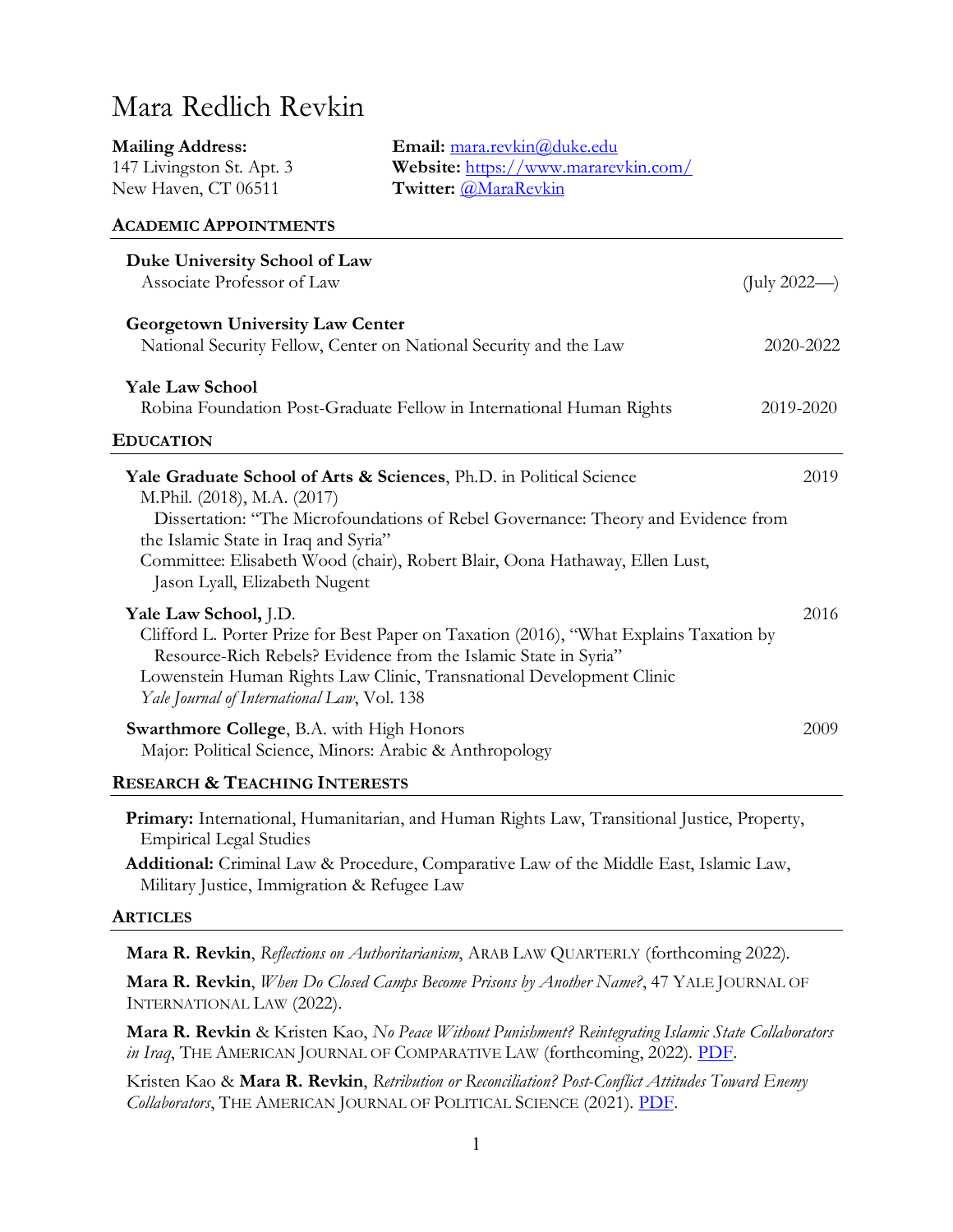# Mara Redlich Revkin

**Mailing Address:**
147 Livingston St. Apt. 3
New Haven, CT 06511

**Email:** mara.revkin@duke.edu
**Website:** https://www.mararevkin.com/
**Twitter:** @MaraRevkin

## ACADEMIC APPOINTMENTS

**Duke University School of Law**
Associate Professor of Law (July 2022—)

**Georgetown University Law Center**
National Security Fellow, Center on National Security and the Law 2020-2022

**Yale Law School**
Robina Foundation Post-Graduate Fellow in International Human Rights 2019-2020

## EDUCATION

**Yale Graduate School of Arts & Sciences**, Ph.D. in Political Science 2019
M.Phil. (2018), M.A. (2017)
Dissertation: "The Microfoundations of Rebel Governance: Theory and Evidence from the Islamic State in Iraq and Syria"
Committee: Elisabeth Wood (chair), Robert Blair, Oona Hathaway, Ellen Lust, Jason Lyall, Elizabeth Nugent

**Yale Law School,** J.D. 2016
Clifford L. Porter Prize for Best Paper on Taxation (2016), "What Explains Taxation by Resource-Rich Rebels? Evidence from the Islamic State in Syria"
Lowenstein Human Rights Law Clinic, Transnational Development Clinic
*Yale Journal of International Law*, Vol. 138

**Swarthmore College**, B.A. with High Honors 2009
Major: Political Science, Minors: Arabic & Anthropology

## RESEARCH & TEACHING INTERESTS

**Primary:** International, Humanitarian, and Human Rights Law, Transitional Justice, Property, Empirical Legal Studies

**Additional:** Criminal Law & Procedure, Comparative Law of the Middle East, Islamic Law, Military Justice, Immigration & Refugee Law

## ARTICLES

**Mara R. Revkin**, *Reflections on Authoritarianism*, ARAB LAW QUARTERLY (forthcoming 2022).

**Mara R. Revkin**, *When Do Closed Camps Become Prisons by Another Name?*, 47 YALE JOURNAL OF INTERNATIONAL LAW (2022).

**Mara R. Revkin** & Kristen Kao, *No Peace Without Punishment? Reintegrating Islamic State Collaborators in Iraq*, THE AMERICAN JOURNAL OF COMPARATIVE LAW (forthcoming, 2022). PDF.

Kristen Kao & **Mara R. Revkin**, *Retribution or Reconciliation? Post-Conflict Attitudes Toward Enemy Collaborators*, THE AMERICAN JOURNAL OF POLITICAL SCIENCE (2021). PDF.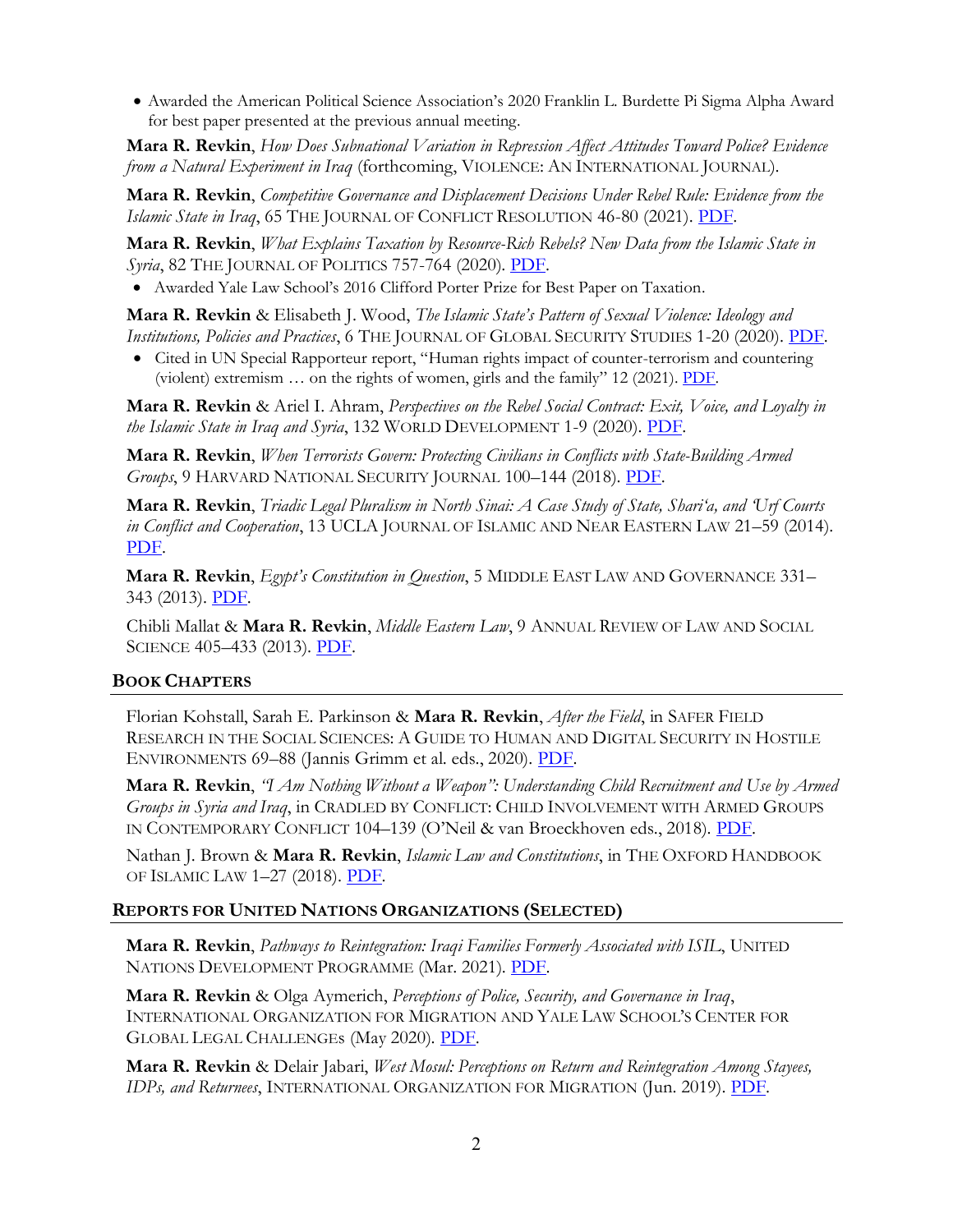- Awarded the American Political Science Association's 2020 Franklin L. Burdette Pi Sigma Alpha Award for best paper presented at the previous annual meeting.

**Mara R. Revkin**, *How Does Subnational Variation in Repression Affect Attitudes Toward Police? Evidence from a Natural Experiment in Iraq* (forthcoming, VIOLENCE: AN INTERNATIONAL JOURNAL).

**Mara R. Revkin**, *Competitive Governance and Displacement Decisions Under Rebel Rule: Evidence from the Islamic State in Iraq*, 65 THE JOURNAL OF CONFLICT RESOLUTION 46-80 (2021). PDF.

**Mara R. Revkin**, *What Explains Taxation by Resource-Rich Rebels? New Data from the Islamic State in Syria*, 82 THE JOURNAL OF POLITICS 757-764 (2020). PDF.

- Awarded Yale Law School's 2016 Clifford Porter Prize for Best Paper on Taxation.

**Mara R. Revkin** & Elisabeth J. Wood, *The Islamic State's Pattern of Sexual Violence: Ideology and Institutions, Policies and Practices*, 6 THE JOURNAL OF GLOBAL SECURITY STUDIES 1-20 (2020). PDF.

- Cited in UN Special Rapporteur report, "Human rights impact of counter-terrorism and countering (violent) extremism … on the rights of women, girls and the family" 12 (2021). PDF.

**Mara R. Revkin** & Ariel I. Ahram, *Perspectives on the Rebel Social Contract: Exit, Voice, and Loyalty in the Islamic State in Iraq and Syria*, 132 WORLD DEVELOPMENT 1-9 (2020). PDF.

**Mara R. Revkin**, *When Terrorists Govern: Protecting Civilians in Conflicts with State-Building Armed Groups*, 9 HARVARD NATIONAL SECURITY JOURNAL 100–144 (2018). PDF.

**Mara R. Revkin**, *Triadic Legal Pluralism in North Sinai: A Case Study of State, Shari'a, and 'Urf Courts in Conflict and Cooperation*, 13 UCLA JOURNAL OF ISLAMIC AND NEAR EASTERN LAW 21–59 (2014). PDF.

**Mara R. Revkin**, *Egypt's Constitution in Question*, 5 MIDDLE EAST LAW AND GOVERNANCE 331–343 (2013). PDF.

Chibli Mallat & **Mara R. Revkin**, *Middle Eastern Law*, 9 ANNUAL REVIEW OF LAW AND SOCIAL SCIENCE 405–433 (2013). PDF.

## BOOK CHAPTERS

Florian Kohstall, Sarah E. Parkinson & **Mara R. Revkin**, *After the Field*, in SAFER FIELD RESEARCH IN THE SOCIAL SCIENCES: A GUIDE TO HUMAN AND DIGITAL SECURITY IN HOSTILE ENVIRONMENTS 69–88 (Jannis Grimm et al. eds., 2020). PDF.

**Mara R. Revkin**, *"I Am Nothing Without a Weapon": Understanding Child Recruitment and Use by Armed Groups in Syria and Iraq*, in CRADLED BY CONFLICT: CHILD INVOLVEMENT WITH ARMED GROUPS IN CONTEMPORARY CONFLICT 104–139 (O'Neil & van Broeckhoven eds., 2018). PDF.

Nathan J. Brown & **Mara R. Revkin**, *Islamic Law and Constitutions*, in THE OXFORD HANDBOOK OF ISLAMIC LAW 1–27 (2018). PDF.

## REPORTS FOR UNITED NATIONS ORGANIZATIONS (SELECTED)

**Mara R. Revkin**, *Pathways to Reintegration: Iraqi Families Formerly Associated with ISIL*, UNITED NATIONS DEVELOPMENT PROGRAMME (Mar. 2021). PDF.

**Mara R. Revkin** & Olga Aymerich, *Perceptions of Police, Security, and Governance in Iraq*, INTERNATIONAL ORGANIZATION FOR MIGRATION AND YALE LAW SCHOOL'S CENTER FOR GLOBAL LEGAL CHALLENGES (May 2020). PDF.

**Mara R. Revkin** & Delair Jabari, *West Mosul: Perceptions on Return and Reintegration Among Stayees, IDPs, and Returnees*, INTERNATIONAL ORGANIZATION FOR MIGRATION (Jun. 2019). PDF.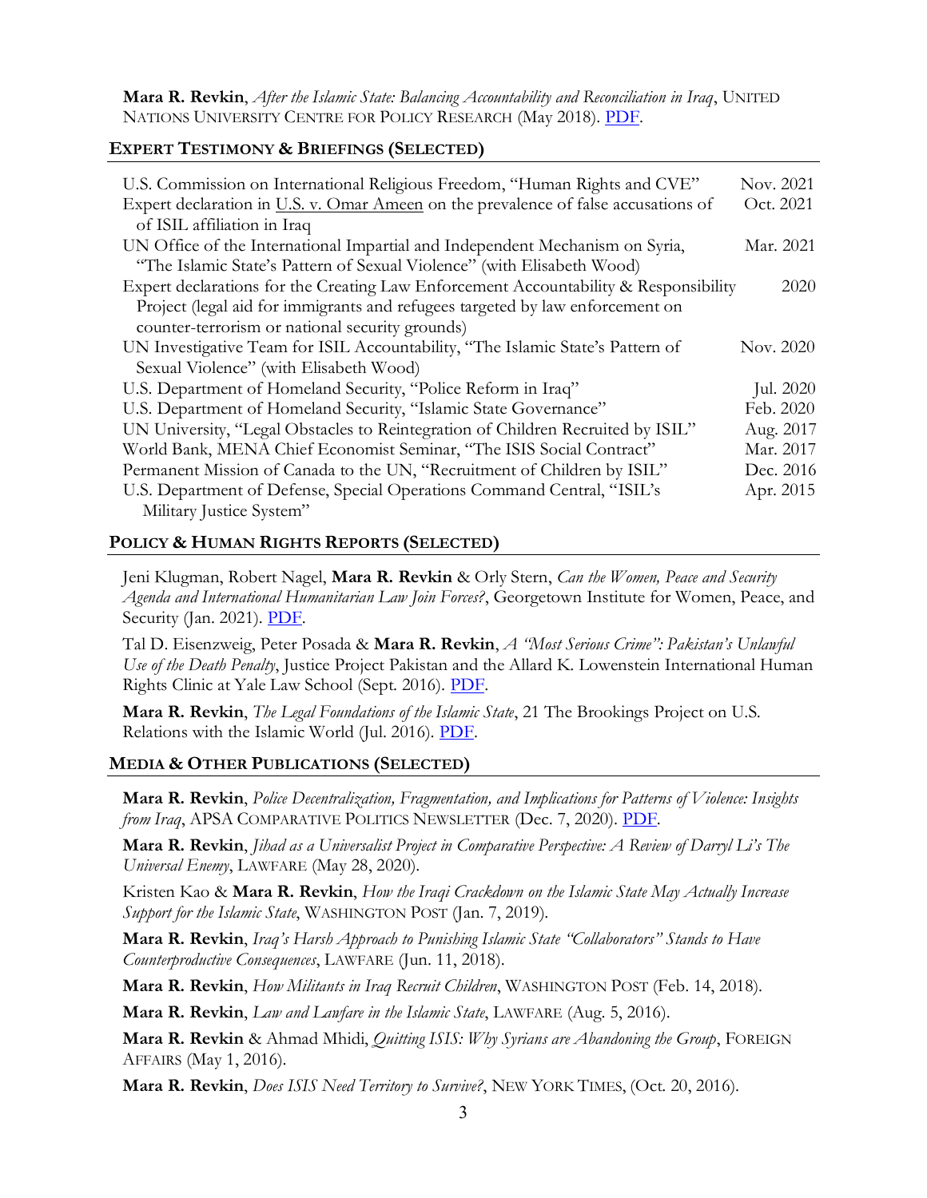**Mara R. Revkin**, *After the Islamic State: Balancing Accountability and Reconciliation in Iraq*, UNITED NATIONS UNIVERSITY CENTRE FOR POLICY RESEARCH (May 2018). PDF.

## EXPERT TESTIMONY & BRIEFINGS (SELECTED)

| | |
|---|---|
| U.S. Commission on International Religious Freedom, "Human Rights and CVE" | Nov. 2021 |
| Expert declaration in U.S. v. Omar Ameen on the prevalence of false accusations of of ISIL affiliation in Iraq | Oct. 2021 |
| UN Office of the International Impartial and Independent Mechanism on Syria, "The Islamic State's Pattern of Sexual Violence" (with Elisabeth Wood) | Mar. 2021 |
| Expert declarations for the Creating Law Enforcement Accountability & Responsibility Project (legal aid for immigrants and refugees targeted by law enforcement on counter-terrorism or national security grounds) | 2020 |
| UN Investigative Team for ISIL Accountability, "The Islamic State's Pattern of Sexual Violence" (with Elisabeth Wood) | Nov. 2020 |
| U.S. Department of Homeland Security, "Police Reform in Iraq" | Jul. 2020 |
| U.S. Department of Homeland Security, "Islamic State Governance" | Feb. 2020 |
| UN University, "Legal Obstacles to Reintegration of Children Recruited by ISIL" | Aug. 2017 |
| World Bank, MENA Chief Economist Seminar, "The ISIS Social Contract" | Mar. 2017 |
| Permanent Mission of Canada to the UN, "Recruitment of Children by ISIL" | Dec. 2016 |
| U.S. Department of Defense, Special Operations Command Central, "ISIL's Military Justice System" | Apr. 2015 |

## POLICY & HUMAN RIGHTS REPORTS (SELECTED)

Jeni Klugman, Robert Nagel, **Mara R. Revkin** & Orly Stern, *Can the Women, Peace and Security Agenda and International Humanitarian Law Join Forces?*, Georgetown Institute for Women, Peace, and Security (Jan. 2021). PDF.

Tal D. Eisenzweig, Peter Posada & **Mara R. Revkin**, *A "Most Serious Crime": Pakistan's Unlawful Use of the Death Penalty*, Justice Project Pakistan and the Allard K. Lowenstein International Human Rights Clinic at Yale Law School (Sept. 2016). PDF.

**Mara R. Revkin**, *The Legal Foundations of the Islamic State*, 21 The Brookings Project on U.S. Relations with the Islamic World (Jul. 2016). PDF.

## MEDIA & OTHER PUBLICATIONS (SELECTED)

**Mara R. Revkin**, *Police Decentralization, Fragmentation, and Implications for Patterns of Violence: Insights from Iraq*, APSA COMPARATIVE POLITICS NEWSLETTER (Dec. 7, 2020). PDF.

**Mara R. Revkin**, *Jihad as a Universalist Project in Comparative Perspective: A Review of Darryl Li's The Universal Enemy*, LAWFARE (May 28, 2020).

Kristen Kao & **Mara R. Revkin**, *How the Iraqi Crackdown on the Islamic State May Actually Increase Support for the Islamic State*, WASHINGTON POST (Jan. 7, 2019).

**Mara R. Revkin**, *Iraq's Harsh Approach to Punishing Islamic State "Collaborators" Stands to Have Counterproductive Consequences*, LAWFARE (Jun. 11, 2018).

**Mara R. Revkin**, *How Militants in Iraq Recruit Children*, WASHINGTON POST (Feb. 14, 2018).

**Mara R. Revkin**, *Law and Lawfare in the Islamic State*, LAWFARE (Aug. 5, 2016).

**Mara R. Revkin** & Ahmad Mhidi, *Quitting ISIS: Why Syrians are Abandoning the Group*, FOREIGN AFFAIRS (May 1, 2016).

**Mara R. Revkin**, *Does ISIS Need Territory to Survive?*, NEW YORK TIMES, (Oct. 20, 2016).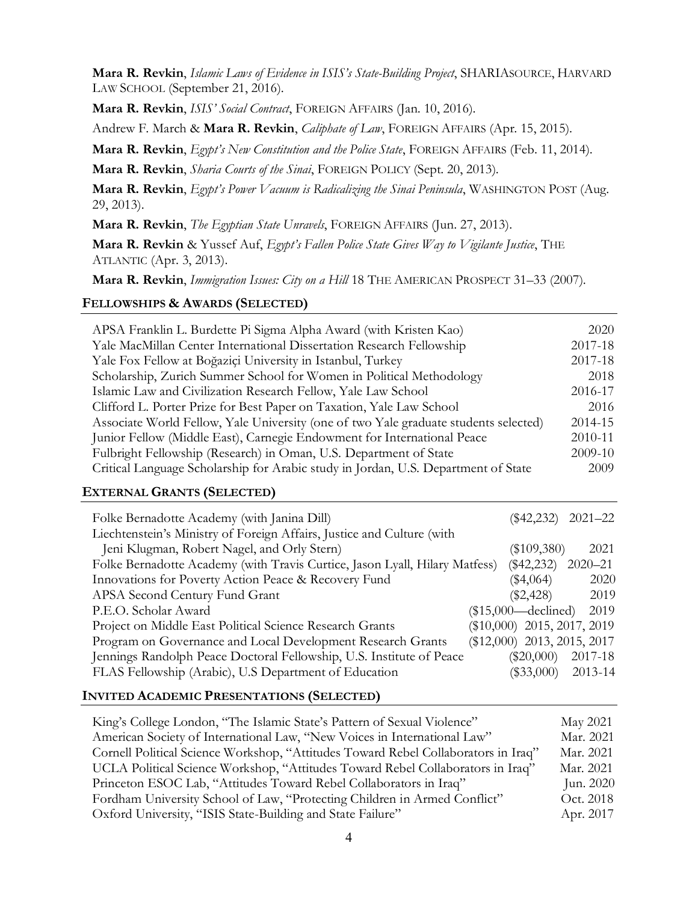**Mara R. Revkin**, *Islamic Laws of Evidence in ISIS's State-Building Project*, SHARIASOURCE, HARVARD LAW SCHOOL (September 21, 2016).

**Mara R. Revkin**, *ISIS' Social Contract*, FOREIGN AFFAIRS (Jan. 10, 2016).

Andrew F. March & **Mara R. Revkin**, *Caliphate of Law*, FOREIGN AFFAIRS (Apr. 15, 2015).

**Mara R. Revkin**, *Egypt's New Constitution and the Police State*, FOREIGN AFFAIRS (Feb. 11, 2014).

**Mara R. Revkin**, *Sharia Courts of the Sinai*, FOREIGN POLICY (Sept. 20, 2013).

**Mara R. Revkin**, *Egypt's Power Vacuum is Radicalizing the Sinai Peninsula*, WASHINGTON POST (Aug. 29, 2013).

**Mara R. Revkin**, *The Egyptian State Unravels*, FOREIGN AFFAIRS (Jun. 27, 2013).

**Mara R. Revkin** & Yussef Auf, *Egypt's Fallen Police State Gives Way to Vigilante Justice*, THE ATLANTIC (Apr. 3, 2013).

**Mara R. Revkin**, *Immigration Issues: City on a Hill* 18 THE AMERICAN PROSPECT 31–33 (2007).

## FELLOWSHIPS & AWARDS (SELECTED)

| | |
|---|---|
| APSA Franklin L. Burdette Pi Sigma Alpha Award (with Kristen Kao) | 2020 |
| Yale MacMillan Center International Dissertation Research Fellowship | 2017-18 |
| Yale Fox Fellow at Boğaziçi University in Istanbul, Turkey | 2017-18 |
| Scholarship, Zurich Summer School for Women in Political Methodology | 2018 |
| Islamic Law and Civilization Research Fellow, Yale Law School | 2016-17 |
| Clifford L. Porter Prize for Best Paper on Taxation, Yale Law School | 2016 |
| Associate World Fellow, Yale University (one of two Yale graduate students selected) | 2014-15 |
| Junior Fellow (Middle East), Carnegie Endowment for International Peace | 2010-11 |
| Fulbright Fellowship (Research) in Oman, U.S. Department of State | 2009-10 |
| Critical Language Scholarship for Arabic study in Jordan, U.S. Department of State | 2009 |

## EXTERNAL GRANTS (SELECTED)

| | | |
|---|---|---|
| Folke Bernadotte Academy (with Janina Dill) | ($42,232) | 2021–22 |
| Liechtenstein's Ministry of Foreign Affairs, Justice and Culture (with Jeni Klugman, Robert Nagel, and Orly Stern) | ($109,380) | 2021 |
| Folke Bernadotte Academy (with Travis Curtice, Jason Lyall, Hilary Matfess) | ($42,232) | 2020–21 |
| Innovations for Poverty Action Peace & Recovery Fund | ($4,064) | 2020 |
| APSA Second Century Fund Grant | ($2,428) | 2019 |
| P.E.O. Scholar Award | ($15,000—declined) | 2019 |
| Project on Middle East Political Science Research Grants | ($10,000) | 2015, 2017, 2019 |
| Program on Governance and Local Development Research Grants | ($12,000) | 2013, 2015, 2017 |
| Jennings Randolph Peace Doctoral Fellowship, U.S. Institute of Peace | ($20,000) | 2017-18 |
| FLAS Fellowship (Arabic), U.S Department of Education | ($33,000) | 2013-14 |

## INVITED ACADEMIC PRESENTATIONS (SELECTED)

| | |
|---|---|
| King's College London, "The Islamic State's Pattern of Sexual Violence" | May 2021 |
| American Society of International Law, "New Voices in International Law" | Mar. 2021 |
| Cornell Political Science Workshop, "Attitudes Toward Rebel Collaborators in Iraq" | Mar. 2021 |
| UCLA Political Science Workshop, "Attitudes Toward Rebel Collaborators in Iraq" | Mar. 2021 |
| Princeton ESOC Lab, "Attitudes Toward Rebel Collaborators in Iraq" | Jun. 2020 |
| Fordham University School of Law, "Protecting Children in Armed Conflict" | Oct. 2018 |
| Oxford University, "ISIS State-Building and State Failure" | Apr. 2017 |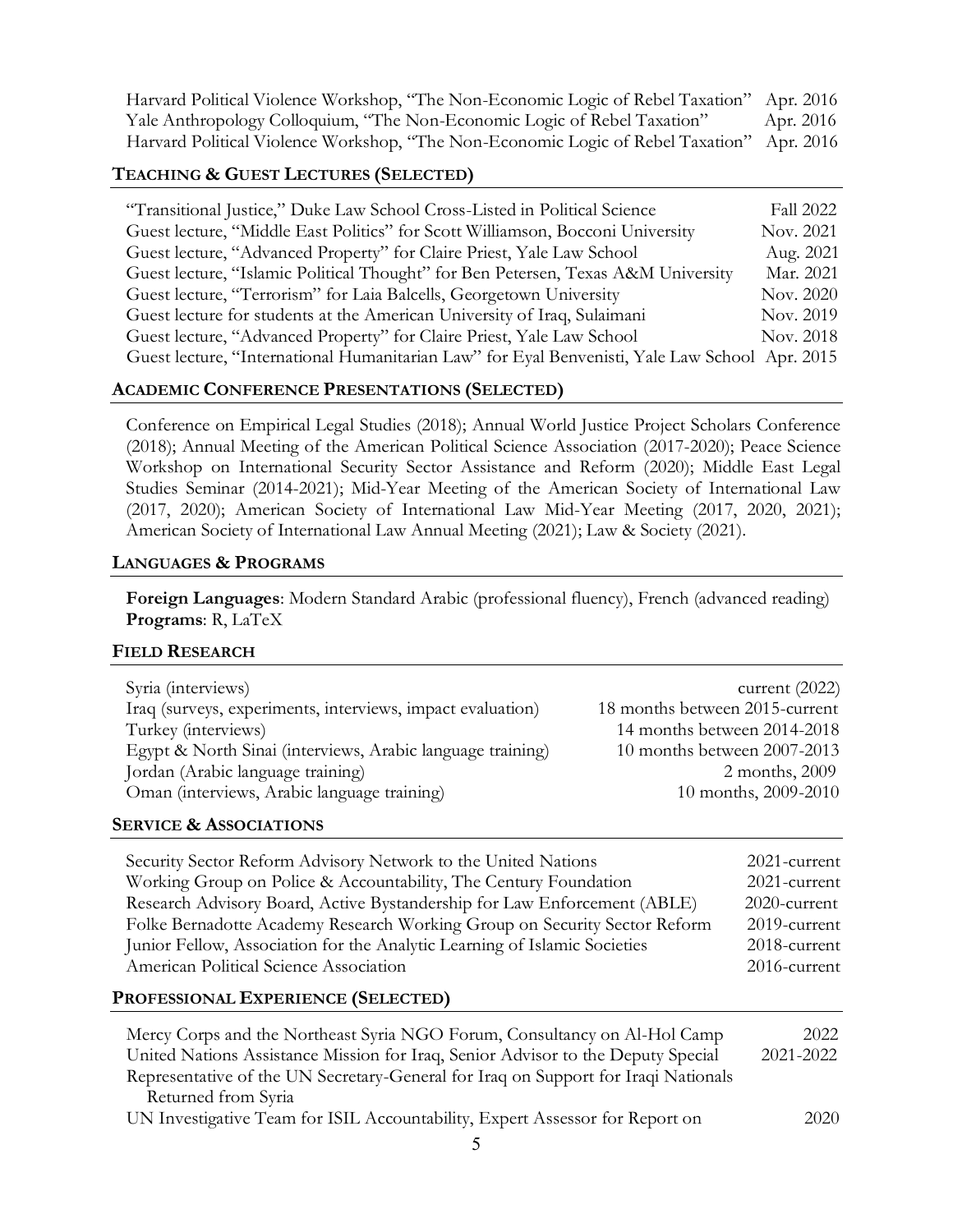| | |
|---|---|
| Harvard Political Violence Workshop, "The Non-Economic Logic of Rebel Taxation" | Apr. 2016 |
| Yale Anthropology Colloquium, "The Non-Economic Logic of Rebel Taxation" | Apr. 2016 |
| Harvard Political Violence Workshop, "The Non-Economic Logic of Rebel Taxation" | Apr. 2016 |

## TEACHING & GUEST LECTURES (SELECTED)

| | |
|---|---|
| "Transitional Justice," Duke Law School Cross-Listed in Political Science | Fall 2022 |
| Guest lecture, "Middle East Politics" for Scott Williamson, Bocconi University | Nov. 2021 |
| Guest lecture, "Advanced Property" for Claire Priest, Yale Law School | Aug. 2021 |
| Guest lecture, "Islamic Political Thought" for Ben Petersen, Texas A&M University | Mar. 2021 |
| Guest lecture, "Terrorism" for Laia Balcells, Georgetown University | Nov. 2020 |
| Guest lecture for students at the American University of Iraq, Sulaimani | Nov. 2019 |
| Guest lecture, "Advanced Property" for Claire Priest, Yale Law School | Nov. 2018 |
| Guest lecture, "International Humanitarian Law" for Eyal Benvenisti, Yale Law School | Apr. 2015 |

## ACADEMIC CONFERENCE PRESENTATIONS (SELECTED)

Conference on Empirical Legal Studies (2018); Annual World Justice Project Scholars Conference (2018); Annual Meeting of the American Political Science Association (2017-2020); Peace Science Workshop on International Security Sector Assistance and Reform (2020); Middle East Legal Studies Seminar (2014-2021); Mid-Year Meeting of the American Society of International Law (2017, 2020); American Society of International Law Mid-Year Meeting (2017, 2020, 2021); American Society of International Law Annual Meeting (2021); Law & Society (2021).

## LANGUAGES & PROGRAMS

**Foreign Languages**: Modern Standard Arabic (professional fluency), French (advanced reading)
**Programs**: R, LaTeX

## FIELD RESEARCH

| | |
|---|---|
| Syria (interviews) | current (2022) |
| Iraq (surveys, experiments, interviews, impact evaluation) | 18 months between 2015-current |
| Turkey (interviews) | 14 months between 2014-2018 |
| Egypt & North Sinai (interviews, Arabic language training) | 10 months between 2007-2013 |
| Jordan (Arabic language training) | 2 months, 2009 |
| Oman (interviews, Arabic language training) | 10 months, 2009-2010 |

## SERVICE & ASSOCIATIONS

| | |
|---|---|
| Security Sector Reform Advisory Network to the United Nations | 2021-current |
| Working Group on Police & Accountability, The Century Foundation | 2021-current |
| Research Advisory Board, Active Bystandership for Law Enforcement (ABLE) | 2020-current |
| Folke Bernadotte Academy Research Working Group on Security Sector Reform | 2019-current |
| Junior Fellow, Association for the Analytic Learning of Islamic Societies | 2018-current |
| American Political Science Association | 2016-current |

## PROFESSIONAL EXPERIENCE (SELECTED)

| | |
|---|---|
| Mercy Corps and the Northeast Syria NGO Forum, Consultancy on Al-Hol Camp | 2022 |
| United Nations Assistance Mission for Iraq, Senior Advisor to the Deputy Special Representative of the UN Secretary-General for Iraq on Support for Iraqi Nationals Returned from Syria | 2021-2022 |
| UN Investigative Team for ISIL Accountability, Expert Assessor for Report on | 2020 |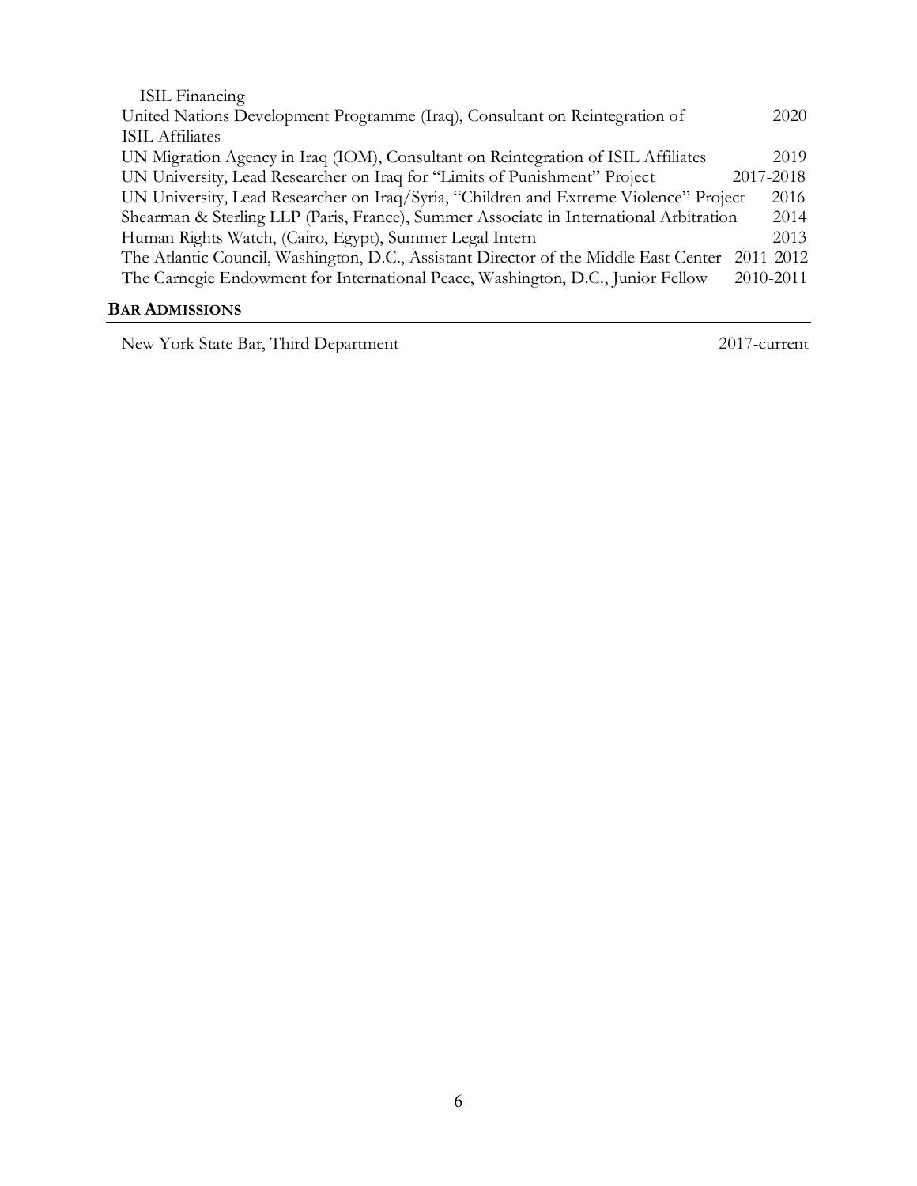ISIL Financing
United Nations Development Programme (Iraq), Consultant on Reintegration of ISIL Affiliates 2020
UN Migration Agency in Iraq (IOM), Consultant on Reintegration of ISIL Affiliates 2019
UN University, Lead Researcher on Iraq for "Limits of Punishment" Project 2017-2018
UN University, Lead Researcher on Iraq/Syria, "Children and Extreme Violence" Project 2016
Shearman & Sterling LLP (Paris, France), Summer Associate in International Arbitration 2014
Human Rights Watch, (Cairo, Egypt), Summer Legal Intern 2013
The Atlantic Council, Washington, D.C., Assistant Director of the Middle East Center 2011-2012
The Carnegie Endowment for International Peace, Washington, D.C., Junior Fellow 2010-2011

## BAR ADMISSIONS

New York State Bar, Third Department 2017-current